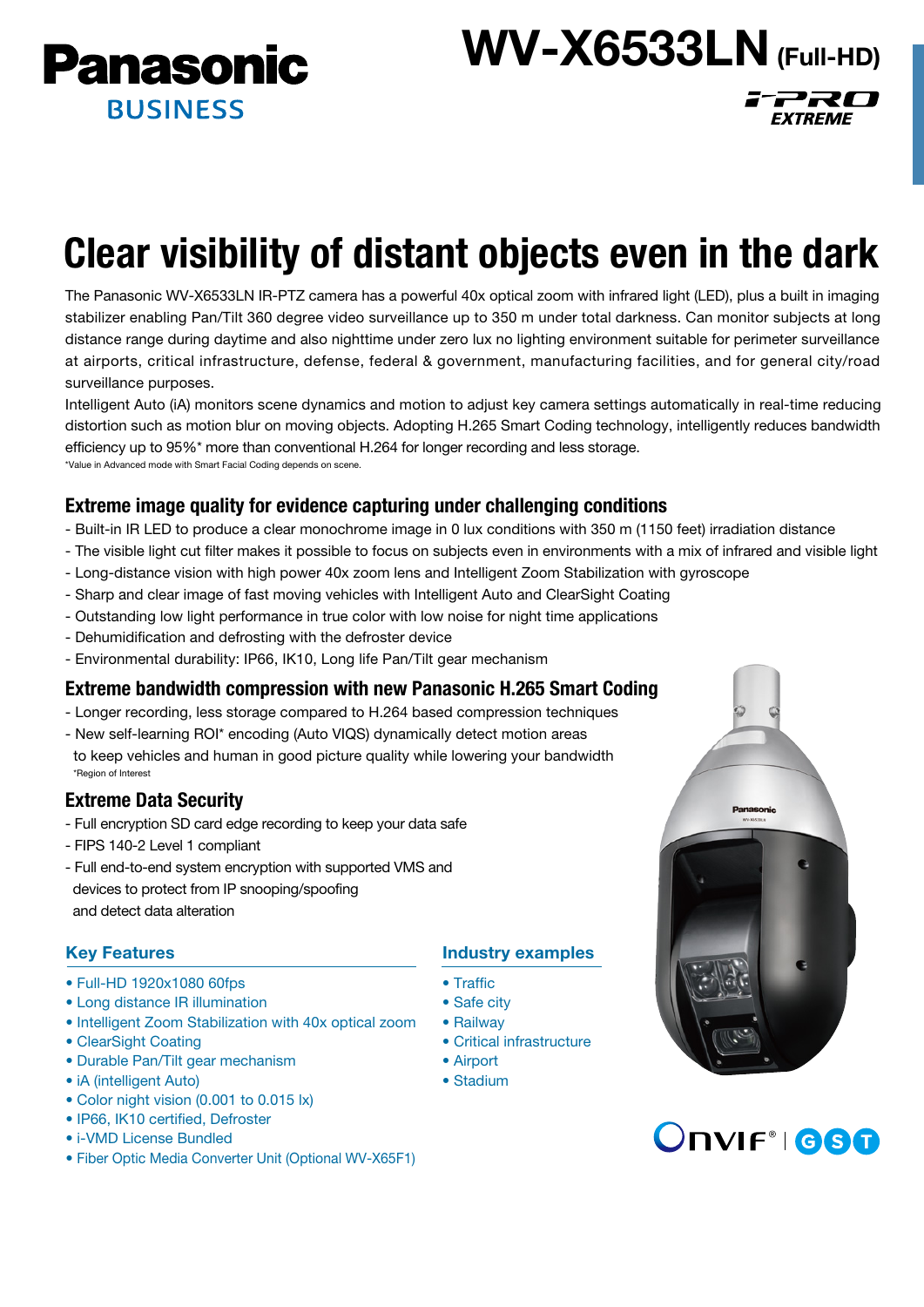Panasonic BUSINESS

# WV-X6533LN (Full-HD)

i-PRO EXTREME

# Clear visibility of distant objects even in the dark

The Panasonic WV-X6533LN IR-PTZ camera has a powerful 40x optical zoom with infrared light (LED), plus a built in imaging stabilizer enabling Pan/Tilt 360 degree video surveillance up to 350 m under total darkness. Can monitor subjects at long distance range during daytime and also nighttime under zero lux no lighting environment suitable for perimeter surveillance at airports, critical infrastructure, defense, federal & government, manufacturing facilities, and for general city/road surveillance purposes.

Intelligent Auto (iA) monitors scene dynamics and motion to adjust key camera settings automatically in real-time reducing distortion such as motion blur on moving objects. Adopting H.265 Smart Coding technology, intelligently reduces bandwidth efficiency up to 95%* more than conventional H.264 for longer recording and less storage.

*Value in Advanced mode with Smart Facial Coding depends on scene.

## Extreme image quality for evidence capturing under challenging conditions

- Built-in IR LED to produce a clear monochrome image in 0 lux conditions with 350 m (1150 feet) irradiation distance
- The visible light cut filter makes it possible to focus on subjects even in environments with a mix of infrared and visible light
- Long-distance vision with high power 40x zoom lens and Intelligent Zoom Stabilization with gyroscope
- Sharp and clear image of fast moving vehicles with Intelligent Auto and ClearSight Coating
- Outstanding low light performance in true color with low noise for night time applications
- Dehumidification and defrosting with the defroster device
- Environmental durability: IP66, IK10, Long life Pan/Tilt gear mechanism

## Extreme bandwidth compression with new Panasonic H.265 Smart Coding

- Longer recording, less storage compared to H.264 based compression techniques
- New self-learning ROI* encoding (Auto VIQS) dynamically detect motion areas to keep vehicles and human in good picture quality while lowering your bandwidth

*Region of Interest

## Extreme Data Security

- Full encryption SD card edge recording to keep your data safe
- FIPS 140-2 Level 1 compliant
- Full end-to-end system encryption with supported VMS and devices to protect from IP snooping/spoofing and detect data alteration

### Key Features

- Full-HD 1920x1080 60fps
- Long distance IR illumination
- Intelligent Zoom Stabilization with 40x optical zoom
- ClearSight Coating
- Durable Pan/Tilt gear mechanism
- iA (intelligent Auto)
- Color night vision (0.001 to 0.015 lx)
- IP66, IK10 certified, Defroster
- i-VMD License Bundled
- Fiber Optic Media Converter Unit (Optional WV-X65F1)

### Industry examples

- Traffic
- Safe city
- Railway
- Critical infrastructure
- Airport
- Stadium

ONVIF® | GST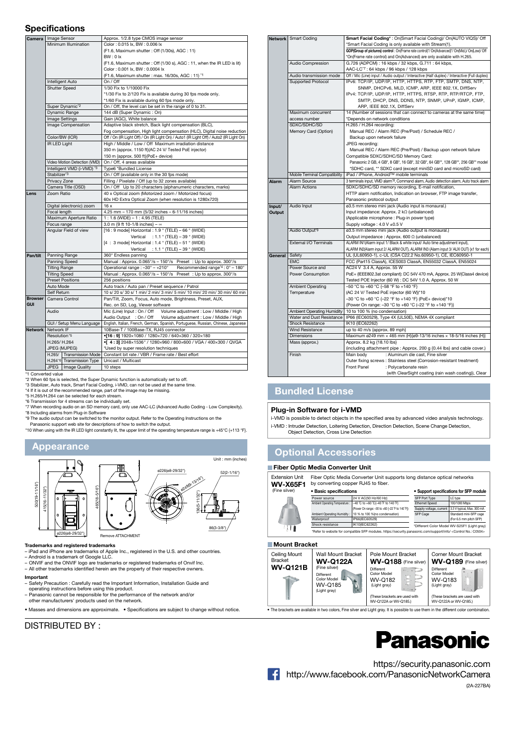## Specifications

| | | |
|---|---|---|
| Camera | Image Sensor | Approx. 1/2.8 type CMOS image sensor |
| | Minimum Illumination | Color : 0.015 lx, BW : 0.006 lx (F1.6, Maximum shutter : Off (1/30s), AGC : 11) BW : 0 lx (F1.6, Maximum shutter : Off (1/30 s), AGC : 11, when the IR LED is lit) Color : 0.001 lx, BW : 0.0004 lx (F1.6, Maximum shutter : max. 16/30s, AGC : 11) *1 |
| | Intelligent Auto | On / Off |
| | Shutter Speed | 1/30 Fix to 1/10000 Fix *1/30 Fix to 2/120 Fix is available during 30 fps mode only. *1/60 Fix is available during 60 fps mode only. |
| | Super Dynamic*2 | On / Off, the level can be set in the range of 0 to 31. |
| | Dynamic Range | 144 dB (Super Dynamic : On) |
| | Image Settings | Gain (AGC), White balance |
| | Image Compensation | Adaptive black stretch, Back light compensation (BLC), Fog compensation, High light compensation (HLC), Digital noise reduction |
| | Color/BW (ICR) | Off / On (IR Light Off) / On (IR Light On) / Auto1 (IR Light Off) / Auto2 (IR Light On) |
| | IR LED Light | High / Middle / Low / Off Maximum irradiation distance 350 m {approx. 1150 ft}(AC 24 V/ Tested PoE injector) 150 m {approx. 500 ft}(PoE+ device) |
| | Video Motion Detection (VMD) | On / Off, 4 areas available |
| | Intelligent VMD (i-VMD) *3 | Type6 *Bundled License |
| | Stabilizer*3 | On / Off (available only in the 30 fps mode) |
| | Privacy Zone | Filling / Pixelate / Off (up to 32 zones available) |
| | Camera Title (OSD) | On / Off Up to 20 characters (alphanumeric characters, marks) |
| Lens | Zoom Ratio | 40 x Optical zoom (Motorized zoom / Motorized focus) 60x HD Extra Optical Zoom (when resolution is 1280x720) |
| | Digital (electronic) zoom | 16 x |
| | Focal length | 4.25 mm – 170 mm {5/32 inches – 6-11/16 inches} |
| | Maximum Aperture Ratio | 1 : 1.6 (WIDE) – 1 : 4.95 (TELE) |
| | Focus range | 3.0 m {9 ft 10-1/8 inches} – ∞ |
| | Angular Field of view | [16 : 9 mode] Horizontal : 1.9 ° (TELE) – 66 ° (WIDE) Vertical : 1.1 ° (TELE) – 39 ° (WIDE) [4 : 3 mode] Horizontal : 1.4 ° (TELE) – 51 ° (WIDE) Vertical : 1.1 ° (TELE) – 39 ° (WIDE) |
| Pan/tilt | Panning Range | 360° Endless panning |
| | Panning Speed | Manual : Approx. 0.065°/s – 150°/s Preset : Up to approx. 300°/s |
| | Tilting Range | Operational range : –30° – +210° Recommended range*4 : 0° – 180° |
| | Tilting Speed | Manual : Approx. 0.065°/s – 150°/s Preset : Up to approx. 300°/s |
| | Preset Positions | 256 positions |
| | Auto Mode | Auto track / Auto pan / Preset sequence / Patrol |
| | Self Return | 10 s/ 20 s/ 30 s/ 1 min/ 2 min/ 3 min/ 5 min/ 10 min/ 20 min/ 30 min/ 60 min |
| Browser GUI | Camera Control | Pan/Tilt, Zoom, Focus, Auto mode, Brightness, Preset, AUX, Rec. on SD, Log, Viewer software |
| | Audio | Mic (Line) Input : On / Off Volume adjustment : Low / Middle / High Audio Output : On / Off Volume adjustment : Low / Middle / High |
| | GUI / Setup Menu Language | English, Italian, French, German, Spanish, Portuguese, Russian, Chinese, Japanese |
| Network | Network IF | 10Base-T / 100Base-TX, RJ45 connector |
| | Resolution*5 | •[16 : 9] 1920×1080 / 1280×720 / 640×360 / 320×180 •[ 4 : 3] 2048×1536* / 1280×960 / 800×600 / VGA / 400×300 / QVGA *Used by super resolution techniques |
| | H.265/ H.264 JPEG (MJPEG) | |
| | H.265/ H.264*6 Transmission Mode | Constant bit rate / VBR / Frame rate / Best effort |
| | H.265/ H.264*6 Transmission Type | Unicast / Multicast |
| | JPEG Image Quality | 10 steps |
| | Smart Coding | **Smart Facial Coding*** : On(Smart Facial Coding)/ On(AUTO VIQS)/ Off *Smart Facial Coding is only available with Stream(1). **GOP(Group of pictures) control** : On(Frame rate control)*/ On(Advanced)*/ On(Mid.)/ On(Low)/ Off *On(Frame rate control) and On(Advanced) are only available with H.265. |
| | Audio Compression | G.726 (ADPCM) : 16 kbps / 32 kbps, G.711 : 64 kbps, AAC-LC*7 : 64 kbps / 96 kbps / 128 kbps |
| | Audio transmission mode | Off / Mic (Line) input / Audio output / Interactive (Half duplex) / Interactive (Full duplex) |
| | Supported Protocol | IPv6: TCP/IP, UDP/IP, HTTP, HTTPS, RTP, FTP, SMTP, DNS, NTP, SNMP, DHCPv6, MLD, ICMP, ARP, IEEE 802.1X, DiffServ IPv4: TCP/IP, UDP/IP, HTTP, HTTPS, RTSP, RTP, RTP/RTCP, FTP, SMTP, DHCP, DNS, DDNS, NTP, SNMP, UPnP, IGMP, ICMP, ARP, IEEE 802.1X, DiffServ |
| | Maximum concurrent access number | 14 (Number of sessions that can connect to cameras at the same time) *Depends on network conditions |
| | SDXC/SDHC/SD Memory Card (Option) | H.265 / H.264 recording: Manual REC / Alarm REC (Pre/Post) / Schedule REC / Backup upon network failure JPEG recording: Manual REC / Alarm REC (Pre/Post) / Backup upon network failure Compatible SDXC/SDHC/SD Memory Card: Panasonic 2 GB, 4 GB*, 8 GB*, 16 GB*, 32 GB*, 64 GB**, 128 GB**, 256 GB** model *SDHC card, ** SDXC card (except miniSD card and microSD card) |
| | Mobile Terminal Compatibility | iPad / iPhone, Android™ mobile terminals |
| Alarm | Alarm Source | 3 terminals input, VMD alarm*3, Command alarm, Audio detection alarm, Auto track alarm |
| | Alarm Actions | SDXC/SDHC/SD memory recording, E-mail notification, HTTP alarm notification, Indication on browser, FTP image transfer, Panasonic protocol output |
| Input/ Output | Audio Input | ø3.5 mm stereo mini jack (Audio input is monaural.) Input impedance: Approx. 2 kΩ (unbalanced) (Applicable microphone : Plug-in power type) Supply voltage : 4.0 V ±0.5 V |
| | Audio Output*9 | ø3.5 mm stereo mini jack (Audio output is monaural.) Output impedance : Approx. 600 Ω (unbalanced) |
| | External I/O Terminals | ALARM IN1(Alarm input 1/ Black & white input/ Auto time adjustment input), ALARM IN2(Alarm input 2/ ALARM OUT), ALARM IN3 (Alarm input 3/ AUX OUT) (x1 for each) |
| General | Safety | UL (UL60950-1), c-UL (CSA C22.2 No.60950-1), CE, IEC60950-1 |
| | EMC | FCC (Part15 ClassA), ICES003 ClassA, EN55032 ClassA, EN55024 |
| | Power Source and Power Consumption | AC24 V 3.4 A, Approx. 55 W PoE+ (IEEE802.3at compliant): DC 54V 470 mA, Approx. 25 W(Class4 device) Tested POE Injector (60 W) : DC 54V 1.0 A, Approx. 50 W |
| | Ambient Operating Temperature | –50 °C to +60 °C {–58 °F to +140 °F} (AC 24 V/ Tested PoE injector (60 W))*10 –30 °C to +60 °C {–22 °F to +140 °F} (PoE+ device)*10 (Power On range: –30 °C to +60 °C {–22 °F to +140 °F}) |
| | Ambient Operating Humidity | 10 to 100 % (no condensation) |
| | Water and Dust Resistance | IP66 (IEC60529), Type 4X (UL50E), NEMA 4X compliant |
| | Shock Resistance | IK10 (IEC62262) |
| | Wind Resistance | up to 40 m/s {approx. 89 mph} |
| | Dimensions | Maximum ø249 mm × 465 mm (H){ø9-13/16 inches × 18-5/16 inches (H)} |
| | Mass (approx.) | Approx. 8.2 kg {18.10 lbs} (including attachment pipe : Approx. 200 g {0.44 lbs} and cable cover.) |
| | Finish | Main body : Aluminum die cast, Fine silver Outer fixing screws : Stainless steel (Corrosion-resistant treatment) Front Panel : Polycarbonate resin (with ClearSight coating (rain wash coating)), Clear |

*1 Converted value
*2 When 60 fps is selected, the Super Dynamic function is automatically set to off.
*3 Stabilizer, Auto track, Smart Facial Coding, i-VMD, can not be used at the same time.
*4 If it is out of the recommended range, part of the image may be missing.
*5 H.265/H.264 can be selected for each stream.
*6 Transmission for 4 streams can be individually set.
*7 When recording audio on an SD memory card, only use AAC-LC (Advanced Audio Coding - Low Complexity).
*8 Including alarms from Plug-in Software
*9 The audio output can be switched to the monitor output. Refer to the Operating Instructions on the Panasonic support web site for descriptions of how to switch the output.
*10 When using with the IR LED light constantly lit, the upper limit of the operating temperature range is +45°C {+113 °F}.

## Appearance

Unit : mm (inches)

500(19-11/16") 415(16-11/32") ø226(ø8-29/32") 465(18-5/16") Remove ATTACHMENT ø226(ø8-29/32") ø249(ø9-13/16") 52(2-1/16") 136(5-11/32") 86(3-3/8")

## Bundled License

### Plug-in Software for i-VMD

i-VMD is possible to detect objects in the specified area by advanced video analysis technology.

i-VMD : Intruder Detection, Loitering Detection, Direction Detection, Scene Change Detection, Object Detection, Cross Line Detection

## Optional Accessories

### Fiber Optic Media Converter Unit

Extension Unit **WV-X65F1** (Fine silver)

Fiber Optic Media Converter Unit supports long distance optical networks by converting copper RJ45 to fiber.

**• Basic specifications**

| | |
|---|---|
| Power source | 24 V AC(50 Hz/60 Hz) |
| Ambient Operating Temperature : | –40 °C to +60 °C{–40 °F to 140 °F} (Power On range: –30 to +60 {–22 °F to 140 °F}) |
| Ambient Operating Humidity | 10 % to 100 % (no condensation) |
| Waterproof | IP66(IEC60529) |
| Shock resistance | IK10(IEC62262) |

**• Support specifications for SFP module**

| | |
|---|---|
| SFP Port Type | LC type |
| Ethernet Speed | 100/1000 Mbps |
| Supply voltage, current | 3.3 V typical, Max. 300 mA |
| SFP Cage | Standard mini-SFP cage (For 6.5 mm pitch SFP) |

*Different Color Model WV-S25F1 (Light gray)

*Refer to website for compatible SFP modules. https://security.panasonic.com/support/info/ <Control No.: C0504>

### Mount Bracket

Ceiling Mount Bracket **WV-Q121B**

Wall Mount Bracket **WV-Q122A** (Fine silver) Different Color Model WV-Q185 (Light gray)

Pole Mount Bracket **WV-Q188** (Fine silver) Different Color Model WV-Q182 (Light gray) (These brackets are used with WV-Q122A or WV-Q185.)

Corner Mount Bracket **WV-Q189** (Fine silver) Different Color Model WV-Q183 (Light gray) (These brackets are used with WV-Q122A or WV-Q185.)

• The brackets are available in two colors, Fine silver and Light gray. It is possible to use them in the different color combination.

**Trademarks and registered trademarks**

– iPad and iPhone are trademarks of Apple Inc., registered in the U.S. and other countries.
– Android is a trademark of Google LLC.
– ONVIF and the ONVIF logo are trademarks or registered trademarks of Onvif Inc.
– All other trademarks identified herein are the property of their respective owners.

**Important**

– Safety Precaution : Carefully read the Important Information, Installation Guide and operating instructions before using this product.
– Panasonic cannot be responsible for the performance of the network and/or other manufacturers' products used on the network.

• Masses and dimensions are approximate. • Specifications are subject to change without notice.

DISTRIBUTED BY :

Panasonic

https://security.panasonic.com
http://www.facebook.com/PanasonicNetworkCamera

(2A-227BA)